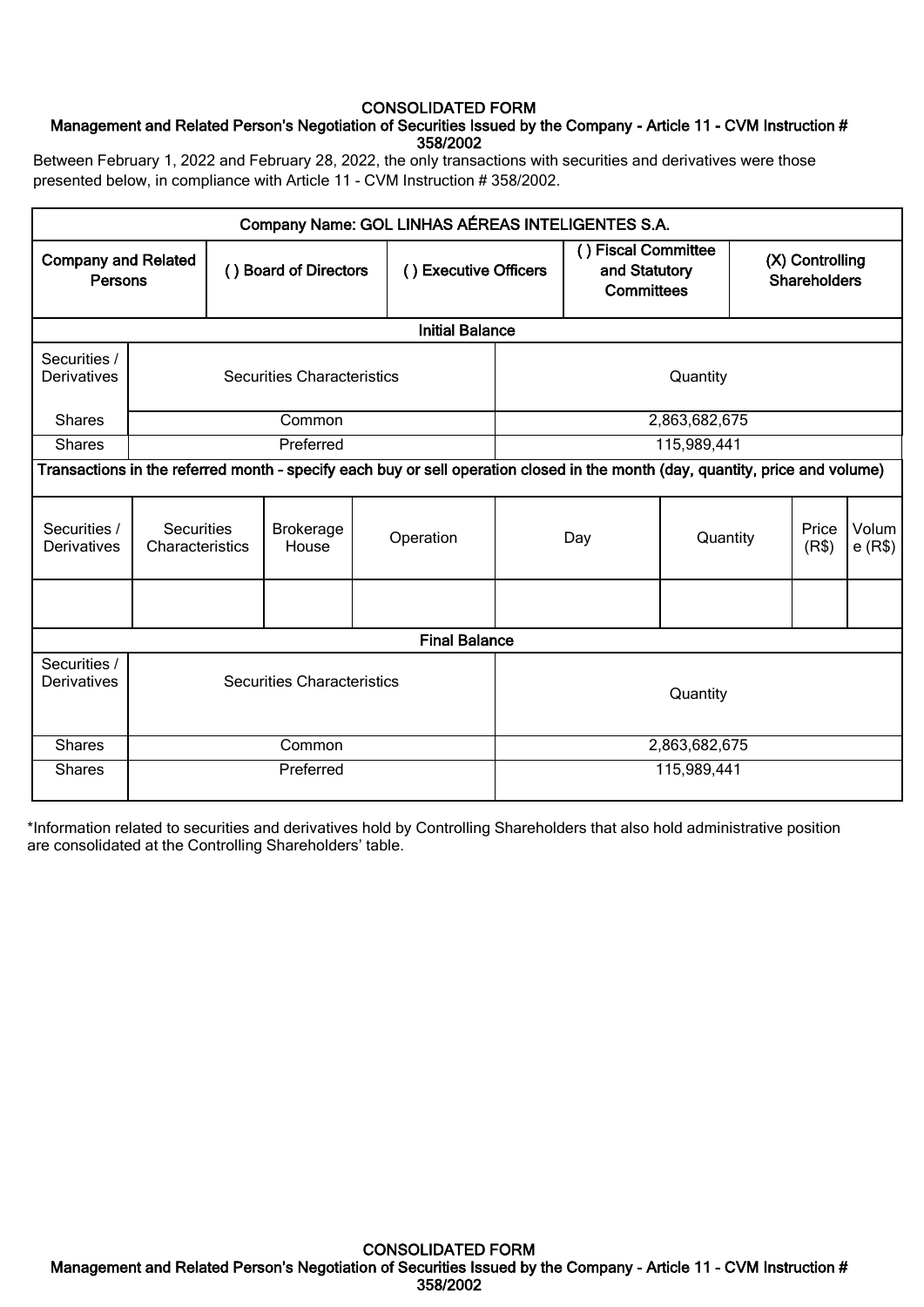CONSOLIDATED FORM

**Management and Related Person's Negotiation of Securities Issued by the Company - Article 11 - CVM Instruction # 358/2002**

Between February 1, 2022 and February 28, 2022, the only transactions with securities and derivatives were those presented below, in compliance with Article 11 - CVM Instruction # 358/2002.

| **Company Name: GOL LINHAS AÉREAS INTELIGENTES S.A.** | | | | | | | |
|---|---|---|---|---|---|---|---|
| **Company and Related Persons** | **( ) Board of Directors** | | **( ) Executive Officers** | **( ) Fiscal Committee and Statutory Committees** | | **(X) Controlling Shareholders** | |
| **Initial Balance** | | | | | | | |
| Securities / Derivatives | Securities Characteristics | | | Quantity | | | |
| Shares | Common | | | 2,863,682,675 | | | |
| Shares | Preferred | | | 115,989,441 | | | |
| **Transactions in the referred month - specify each buy or sell operation closed in the month (day, quantity, price and volume)** | | | | | | | |
| Securities / Derivatives | Securities Characteristics | Brokerage House | Operation | Day | Quantity | Price (R$) | Volume (R$) |
| | | | | | | | |
| **Final Balance** | | | | | | | |
| Securities / Derivatives | Securities Characteristics | | | Quantity | | | |
| Shares | Common | | | 2,863,682,675 | | | |
| Shares | Preferred | | | 115,989,441 | | | |

*Information related to securities and derivatives hold by Controlling Shareholders that also hold administrative position are consolidated at the Controlling Shareholders' table.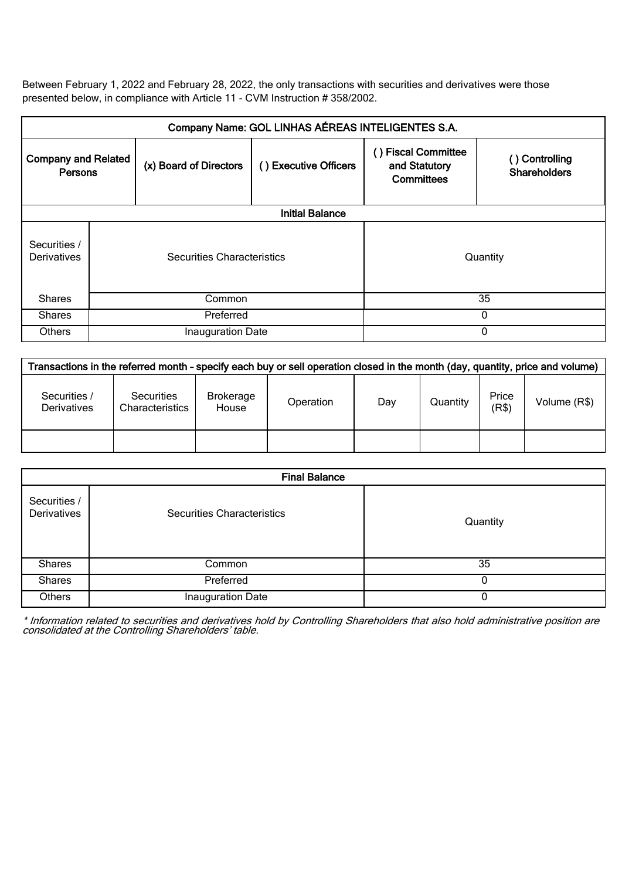Between February 1, 2022 and February 28, 2022, the only transactions with securities and derivatives were those presented below, in compliance with Article 11 - CVM Instruction # 358/2002.

| **Company Name: GOL LINHAS AÉREAS INTELIGENTES S.A.** | | | | |
|---|---|---|---|---|
| **Company and Related Persons** | **(x) Board of Directors** | **( ) Executive Officers** | **( ) Fiscal Committee and Statutory Committees** | **( ) Controlling Shareholders** |

| **Initial Balance** | | |
|---|---|---|
| Securities / Derivatives | Securities Characteristics | Quantity |
| Shares | Common | 35 |
| Shares | Preferred | 0 |
| Others | Inauguration Date | 0 |

| **Transactions in the referred month – specify each buy or sell operation closed in the month (day, quantity, price and volume)** | | | | | | | |
|---|---|---|---|---|---|---|---|
| Securities / Derivatives | Securities Characteristics | Brokerage House | Operation | Day | Quantity | Price (R$) | Volume (R$) |
| | | | | | | | |

| **Final Balance** | | |
|---|---|---|
| Securities / Derivatives | Securities Characteristics | Quantity |
| Shares | Common | 35 |
| Shares | Preferred | 0 |
| Others | Inauguration Date | 0 |

*\* Information related to securities and derivatives hold by Controlling Shareholders that also hold administrative position are consolidated at the Controlling Shareholders' table.*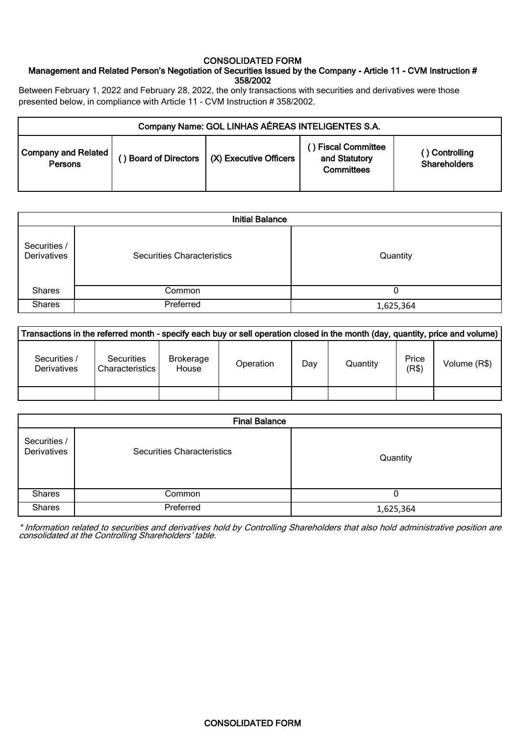# CONSOLIDATED FORM

## Management and Related Person's Negotiation of Securities Issued by the Company - Article 11 - CVM Instruction # 358/2002

Between February 1, 2022 and February 28, 2022, the only transactions with securities and derivatives were those presented below, in compliance with Article 11 - CVM Instruction # 358/2002.

| Company Name: GOL LINHAS AÉREAS INTELIGENTES S.A. | | | | |
|---|---|---|---|---|
| Company and Related Persons | ( ) Board of Directors | (X) Executive Officers | ( ) Fiscal Committee and Statutory Committees | ( ) Controlling Shareholders |

| Initial Balance | | |
|---|---|---|
| Securities / Derivatives | Securities Characteristics | Quantity |
| Shares | Common | 0 |
| Shares | Preferred | 1,625,364 |

| Transactions in the referred month – specify each buy or sell operation closed in the month (day, quantity, price and volume) | | | | | | | |
|---|---|---|---|---|---|---|---|
| Securities / Derivatives | Securities Characteristics | Brokerage House | Operation | Day | Quantity | Price (R$) | Volume (R$) |
| | | | | | | | |

| Final Balance | | |
|---|---|---|
| Securities / Derivatives | Securities Characteristics | Quantity |
| Shares | Common | 0 |
| Shares | Preferred | 1,625,364 |

*\* Information related to securities and derivatives hold by Controlling Shareholders that also hold administrative position are consolidated at the Controlling Shareholders' table.*

CONSOLIDATED FORM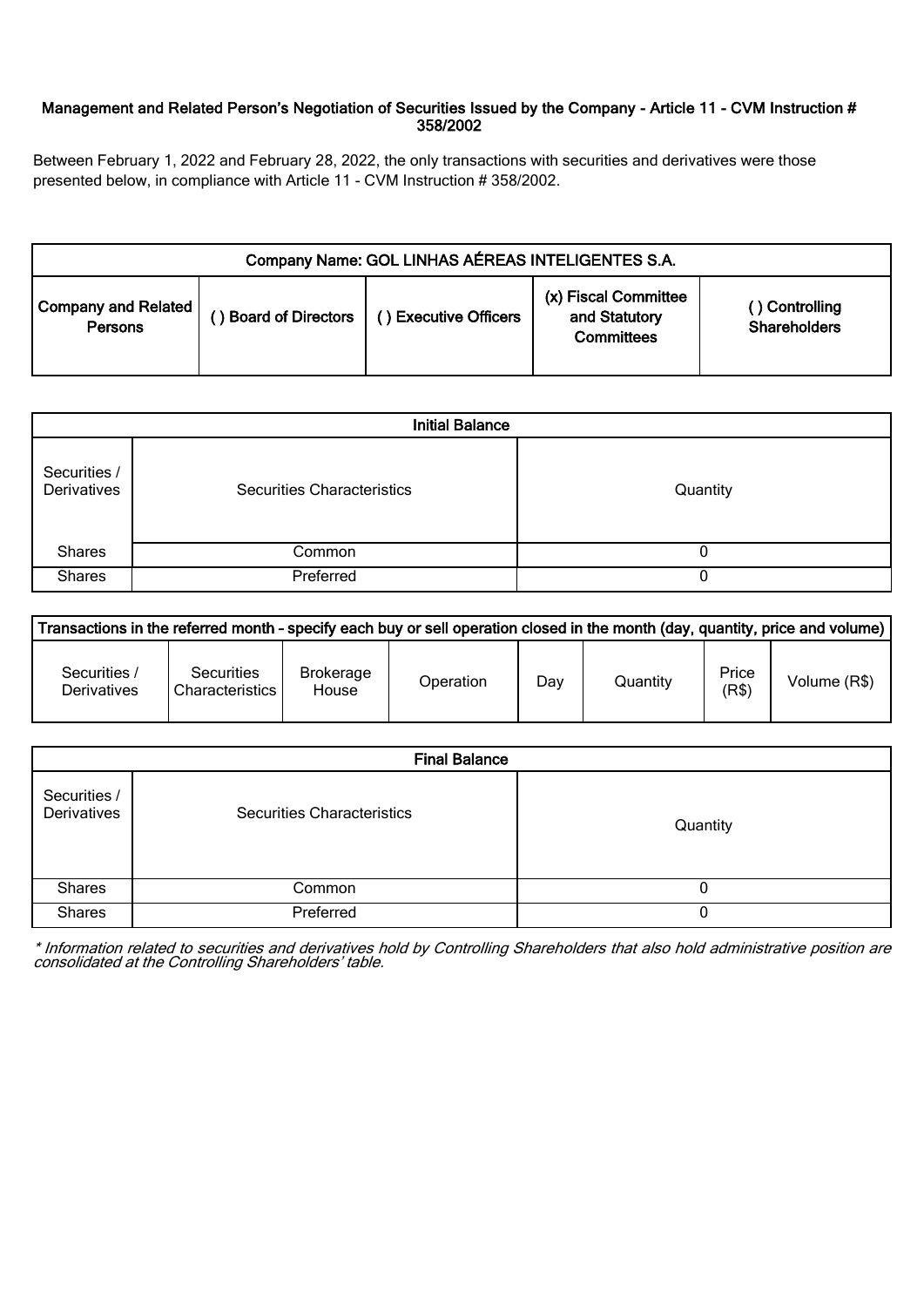**Management and Related Person's Negotiation of Securities Issued by the Company - Article 11 - CVM Instruction # 358/2002**

Between February 1, 2022 and February 28, 2022, the only transactions with securities and derivatives were those presented below, in compliance with Article 11 - CVM Instruction # 358/2002.

| Company Name: GOL LINHAS AÉREAS INTELIGENTES S.A. | | | | |
|---|---|---|---|---|
| **Company and Related Persons** | **( ) Board of Directors** | **( ) Executive Officers** | **(x) Fiscal Committee and Statutory Committees** | **( ) Controlling Shareholders** |

| Initial Balance | | |
|---|---|---|
| Securities / Derivatives | Securities Characteristics | Quantity |
| Shares | Common | 0 |
| Shares | Preferred | 0 |

| Transactions in the referred month – specify each buy or sell operation closed in the month (day, quantity, price and volume) | | | | | | | |
|---|---|---|---|---|---|---|---|
| Securities / Derivatives | Securities Characteristics | Brokerage House | Operation | Day | Quantity | Price (R$) | Volume (R$) |

| Final Balance | | |
|---|---|---|
| Securities / Derivatives | Securities Characteristics | Quantity |
| Shares | Common | 0 |
| Shares | Preferred | 0 |

*\* Information related to securities and derivatives hold by Controlling Shareholders that also hold administrative position are consolidated at the Controlling Shareholders' table.*